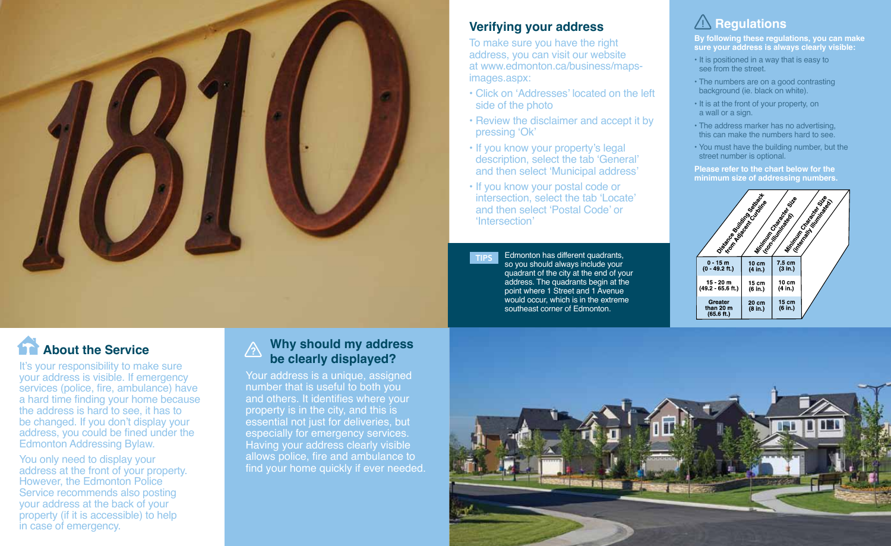## Verifying your address

To make sure you have the right address, you can visit our website at www.edmonton.ca/business/maps-images.aspx:

- Click on 'Addresses' located on the left side of the photo
- Review the disclaimer and accept it by pressing 'Ok'
- If you know your property's legal description, select the tab 'General' and then select 'Municipal address'
- If you know your postal code or intersection, select the tab 'Locate' and then select 'Postal Code' or 'Intersection'

**TIPS** Edmonton has different quadrants, so you should always include your quadrant of the city at the end of your address. The quadrants begin at the point where 1 Street and 1 Avenue would occur, which is in the extreme southeast corner of Edmonton.

## Regulations

**By following these regulations, you can make sure your address is always clearly visible:**

- It is positioned in a way that is easy to see from the street.
- The numbers are on a good contrasting background (ie. black on white).
- It is at the front of your property, on a wall or a sign.
- The address marker has no advertising, this can make the numbers hard to see.
- You must have the building number, but the street number is optional.

**Please refer to the chart below for the minimum size of addressing numbers.**

| Distance Building Setback from Adjacent Curbline | Minimum Character Size (non-illuminated) | Minimum Character Size (internally illuminated) |
|---|---|---|
| 0 - 15 m (0 - 49.2 ft.) | 10 cm (4 in.) | 7.5 cm (3 in.) |
| 15 - 20 m (49.2 - 65.6 ft.) | 15 cm (6 in.) | 10 cm (4 in.) |
| Greater than 20 m (65.6 ft.) | 20 cm (8 in.) | 15 cm (6 in.) |

## About the Service

It's your responsibility to make sure your address is visible. If emergency services (police, fire, ambulance) have a hard time finding your home because the address is hard to see, it has to be changed. If you don't display your address, you could be fined under the Edmonton Addressing Bylaw.

You only need to display your address at the front of your property. However, the Edmonton Police Service recommends also posting your address at the back of your property (if it is accessible) to help in case of emergency.

## Why should my address be clearly displayed?

Your address is a unique, assigned number that is useful to both you and others. It identifies where your property is in the city, and this is essential not just for deliveries, but especially for emergency services. Having your address clearly visible allows police, fire and ambulance to find your home quickly if ever needed.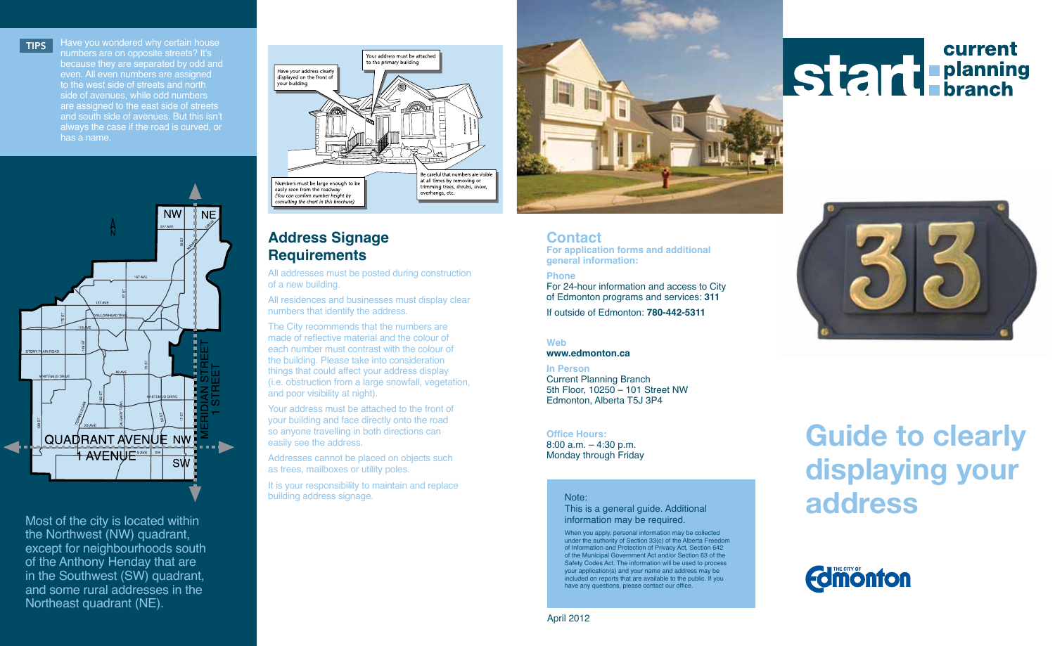**TIPS** Have you wondered why certain house numbers are on opposite streets? It's because they are separated by odd and even. All even numbers are assigned to the west side of streets and north side of avenues, while odd numbers are assigned to the east side of streets and south side of avenues. But this isn't always the case if the road is curved, or has a name.

NW

NE

QUADRANT AVENUE NW

1 AVENUE

SW

MERIDIAN STREET

1 STREET

Most of the city is located within the Northwest (NW) quadrant, except for neighbourhoods south of the Anthony Henday that are in the Southwest (SW) quadrant, and some rural addresses in the Northeast quadrant (NE).

Have your address clearly displayed on the front of your building

Your address must be attached to the primary building

Numbers must be large enough to be easily seen from the roadway (You can confirm number height by consulting the chart in this brochure)

Be careful that numbers are visible at all times by removing or trimming trees, shrubs, snow, overhangs, etc.

## Address Signage Requirements

All addresses must be posted during construction of a new building.

All residences and businesses must display clear numbers that identify the address.

The City recommends that the numbers are made of reflective material and the colour of each number must contrast with the colour of the building. Please take into consideration things that could affect your address display (i.e. obstruction from a large snowfall, vegetation, and poor visibility at night).

Your address must be attached to the front of your building and face directly onto the road so anyone travelling in both directions can easily see the address.

Addresses cannot be placed on objects such as trees, mailboxes or utility poles.

It is your responsibility to maintain and replace building address signage.

## Contact

**For application forms and additional general information:**

**Phone**

For 24-hour information and access to City of Edmonton programs and services: **311**

If outside of Edmonton: **780-442-5311**

**Web**

**www.edmonton.ca**

**In Person**

Current Planning Branch
5th Floor, 10250 – 101 Street NW
Edmonton, Alberta T5J 3P4

**Office Hours:**

8:00 a.m. – 4:30 p.m.
Monday through Friday

Note:
This is a general guide. Additional information may be required.

When you apply, personal information may be collected under the authority of Section 33(c) of the Alberta Freedom of Information and Protection of Privacy Act, Section 642 of the Municipal Government Act and/or Section 63 of the Safety Codes Act. The information will be used to process your application(s) and your name and address may be included on reports that are available to the public. If you have any questions, please contact our office.

April 2012

**start** current planning branch

# Guide to clearly displaying your address

The City of Edmonton